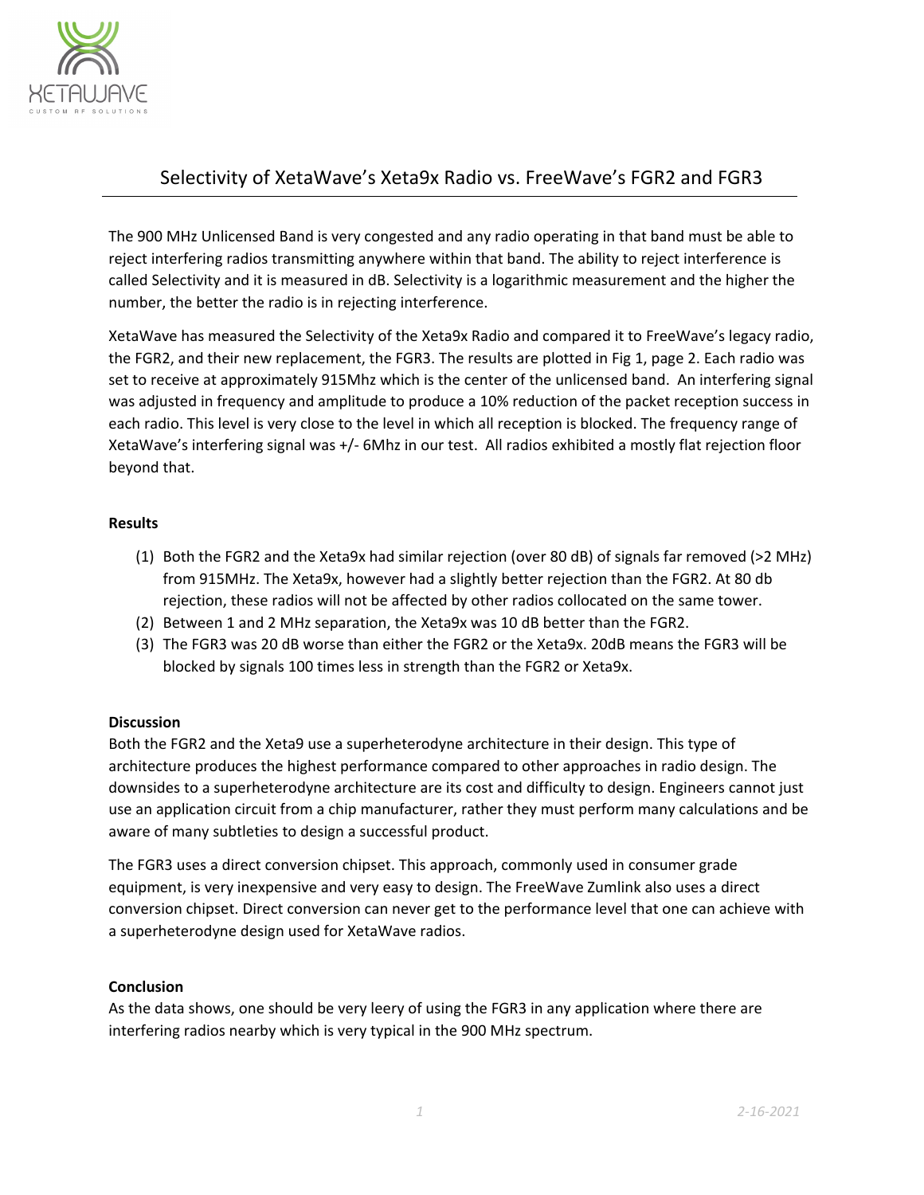# Selectivity of XetaWave's Xeta9x Radio vs. FreeWave's FGR2 and FGR3

The 900 MHz Unlicensed Band is very congested and any radio operating in that band must be able to reject interfering radios transmitting anywhere within that band. The ability to reject interference is called Selectivity and it is measured in dB. Selectivity is a logarithmic measurement and the higher the number, the better the radio is in rejecting interference.

XetaWave has measured the Selectivity of the Xeta9x Radio and compared it to FreeWave's legacy radio, the FGR2, and their new replacement, the FGR3. The results are plotted in Fig 1, page 2. Each radio was set to receive at approximately 915Mhz which is the center of the unlicensed band. An interfering signal was adjusted in frequency and amplitude to produce a 10% reduction of the packet reception success in each radio. This level is very close to the level in which all reception is blocked. The frequency range of XetaWave's interfering signal was +/- 6Mhz in our test. All radios exhibited a mostly flat rejection floor beyond that.

**Results**

1. Both the FGR2 and the Xeta9x had similar rejection (over 80 dB) of signals far removed (>2 MHz) from 915MHz. The Xeta9x, however had a slightly better rejection than the FGR2. At 80 db rejection, these radios will not be affected by other radios collocated on the same tower.
2. Between 1 and 2 MHz separation, the Xeta9x was 10 dB better than the FGR2.
3. The FGR3 was 20 dB worse than either the FGR2 or the Xeta9x. 20dB means the FGR3 will be blocked by signals 100 times less in strength than the FGR2 or Xeta9x.

**Discussion**

Both the FGR2 and the Xeta9 use a superheterodyne architecture in their design. This type of architecture produces the highest performance compared to other approaches in radio design. The downsides to a superheterodyne architecture are its cost and difficulty to design. Engineers cannot just use an application circuit from a chip manufacturer, rather they must perform many calculations and be aware of many subtleties to design a successful product.

The FGR3 uses a direct conversion chipset. This approach, commonly used in consumer grade equipment, is very inexpensive and very easy to design. The FreeWave Zumlink also uses a direct conversion chipset. Direct conversion can never get to the performance level that one can achieve with a superheterodyne design used for XetaWave radios.

**Conclusion**

As the data shows, one should be very leery of using the FGR3 in any application where there are interfering radios nearby which is very typical in the 900 MHz spectrum.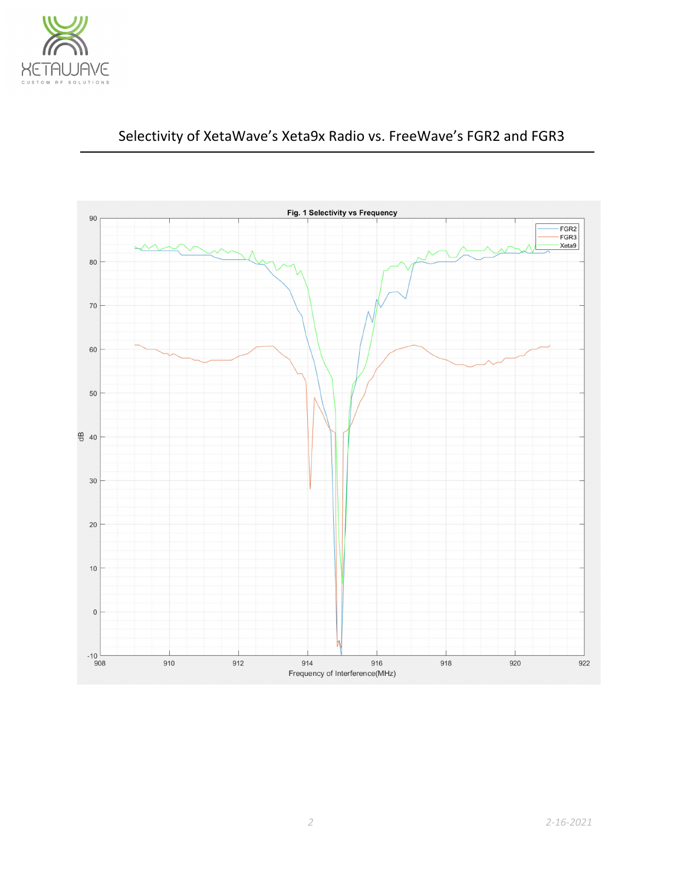# Selectivity of XetaWave's Xeta9x Radio vs. FreeWave's FGR2 and FGR3

Fig. 1 Selectivity vs Frequency

FGR2
FGR3
Xeta9

dB

90
80
70
60
50
40
30
20
10
0
-10

908
910
912
914
916
918
920
922

Frequency of Interference(MHz)